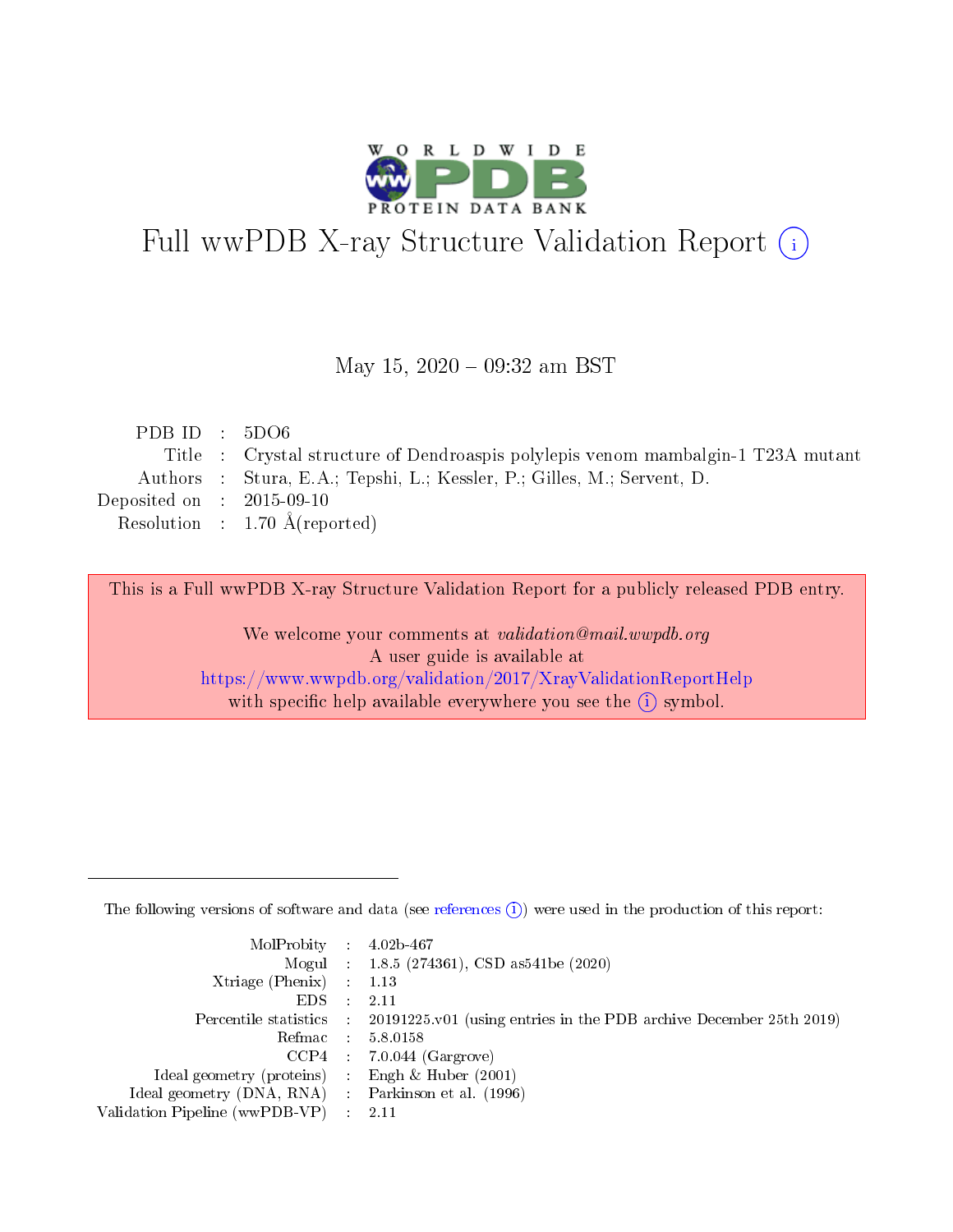# Full wwPDB X-ray Structure Validation Report (i)

May 15, 2020 – 09:32 am BST

| | | |
|---|---|---|
| PDB ID | : | 5DO6 |
| Title | : | Crystal structure of Dendroaspis polylepis venom mambalgin-1 T23A mutant |
| Authors | : | Stura, E.A.; Tepshi, L.; Kessler, P.; Gilles, M.; Servent, D. |
| Deposited on | : | 2015-09-10 |
| Resolution | : | 1.70 Å(reported) |

This is a Full wwPDB X-ray Structure Validation Report for a publicly released PDB entry.

We welcome your comments at *validation@mail.wwpdb.org*
A user guide is available at
https://www.wwpdb.org/validation/2017/XrayValidationReportHelp
with specific help available everywhere you see the (i) symbol.

---

The following versions of software and data (see references (i)) were used in the production of this report:

| | | |
|---|---|---|
| MolProbity | : | 4.02b-467 |
| Mogul | : | 1.8.5 (274361), CSD as541be (2020) |
| Xtriage (Phenix) | : | 1.13 |
| EDS | : | 2.11 |
| Percentile statistics | : | 20191225.v01 (using entries in the PDB archive December 25th 2019) |
| Refmac | : | 5.8.0158 |
| CCP4 | : | 7.0.044 (Gargrove) |
| Ideal geometry (proteins) | : | Engh & Huber (2001) |
| Ideal geometry (DNA, RNA) | : | Parkinson et al. (1996) |
| Validation Pipeline (wwPDB-VP) | : | 2.11 |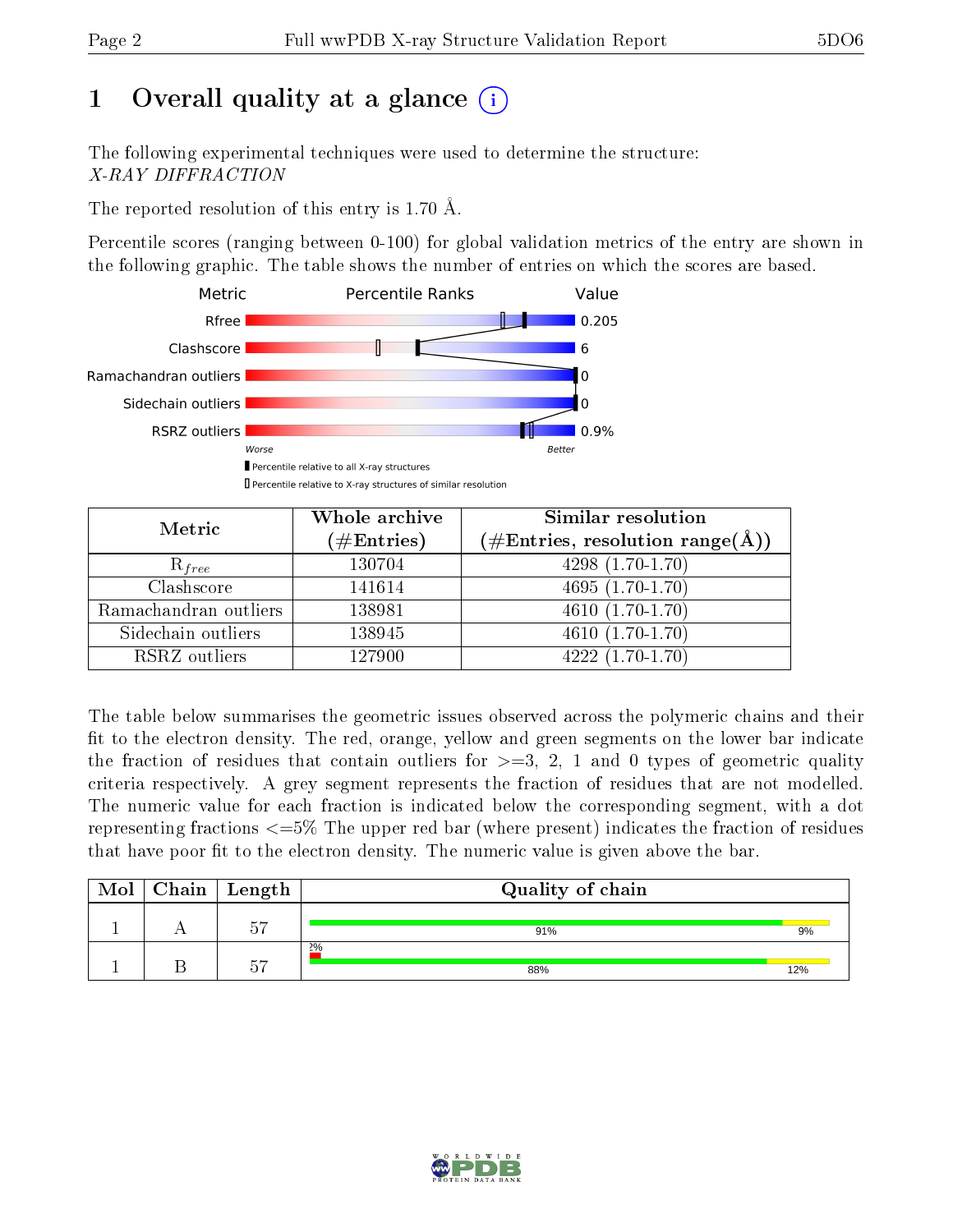# 1 Overall quality at a glance (i)

The following experimental techniques were used to determine the structure:
*X-RAY DIFFRACTION*

The reported resolution of this entry is 1.70 Å.

Percentile scores (ranging between 0-100) for global validation metrics of the entry are shown in the following graphic. The table shows the number of entries on which the scores are based.

| Metric | Value |
|---|---|
| Rfree | 0.205 |
| Clashscore | 6 |
| Ramachandran outliers | 0 |
| Sidechain outliers | 0 |
| RSRZ outliers | 0.9% |

Worse — Better

▮ Percentile relative to all X-ray structures
▯ Percentile relative to X-ray structures of similar resolution

| Metric | Whole archive (#Entries) | Similar resolution (#Entries, resolution range(Å)) |
|---|---|---|
| $R_{free}$ | 130704 | 4298 (1.70-1.70) |
| Clashscore | 141614 | 4695 (1.70-1.70) |
| Ramachandran outliers | 138981 | 4610 (1.70-1.70) |
| Sidechain outliers | 138945 | 4610 (1.70-1.70) |
| RSRZ outliers | 127900 | 4222 (1.70-1.70) |

The table below summarises the geometric issues observed across the polymeric chains and their fit to the electron density. The red, orange, yellow and green segments on the lower bar indicate the fraction of residues that contain outliers for >=3, 2, 1 and 0 types of geometric quality criteria respectively. A grey segment represents the fraction of residues that are not modelled. The numeric value for each fraction is indicated below the corresponding segment, with a dot representing fractions <=5% The upper red bar (where present) indicates the fraction of residues that have poor fit to the electron density. The numeric value is given above the bar.

| Mol | Chain | Length | Quality of chain |
|---|---|---|---|
| 1 | A | 57 | 91% · 9% |
| 1 | B | 57 | 2% (poor fit); 88% · 12% |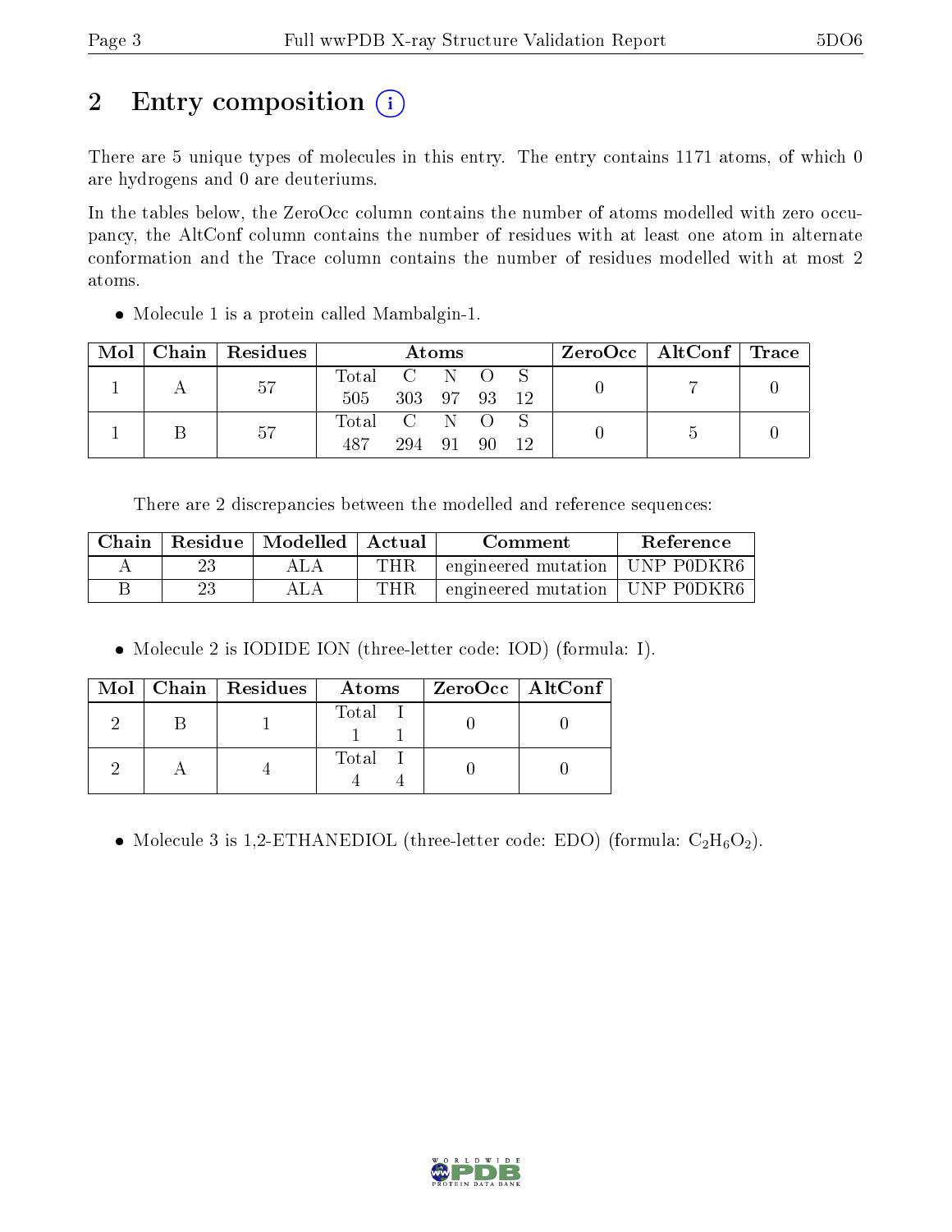# 2 Entry composition

There are 5 unique types of molecules in this entry. The entry contains 1171 atoms, of which 0 are hydrogens and 0 are deuteriums.

In the tables below, the ZeroOcc column contains the number of atoms modelled with zero occupancy, the AltConf column contains the number of residues with at least one atom in alternate conformation and the Trace column contains the number of residues modelled with at most 2 atoms.

- Molecule 1 is a protein called Mambalgin-1.

| Mol | Chain | Residues | Atoms | | | | | ZeroOcc | AltConf | Trace |
|---|---|---|---|---|---|---|---|---|---|---|
| 1 | A | 57 | Total<br>505 | C<br>303 | N<br>97 | O<br>93 | S<br>12 | 0 | 7 | 0 |
| 1 | B | 57 | Total<br>487 | C<br>294 | N<br>91 | O<br>90 | S<br>12 | 0 | 5 | 0 |

There are 2 discrepancies between the modelled and reference sequences:

| Chain | Residue | Modelled | Actual | Comment | Reference |
|---|---|---|---|---|---|
| A | 23 | ALA | THR | engineered mutation | UNP P0DKR6 |
| B | 23 | ALA | THR | engineered mutation | UNP P0DKR6 |

- Molecule 2 is IODIDE ION (three-letter code: IOD) (formula: I).

| Mol | Chain | Residues | Atoms | | ZeroOcc | AltConf |
|---|---|---|---|---|---|---|
| 2 | B | 1 | Total<br>1 | I<br>1 | 0 | 0 |
| 2 | A | 4 | Total<br>4 | I<br>4 | 0 | 0 |

- Molecule 3 is 1,2-ETHANEDIOL (three-letter code: EDO) (formula: $C_2H_6O_2$).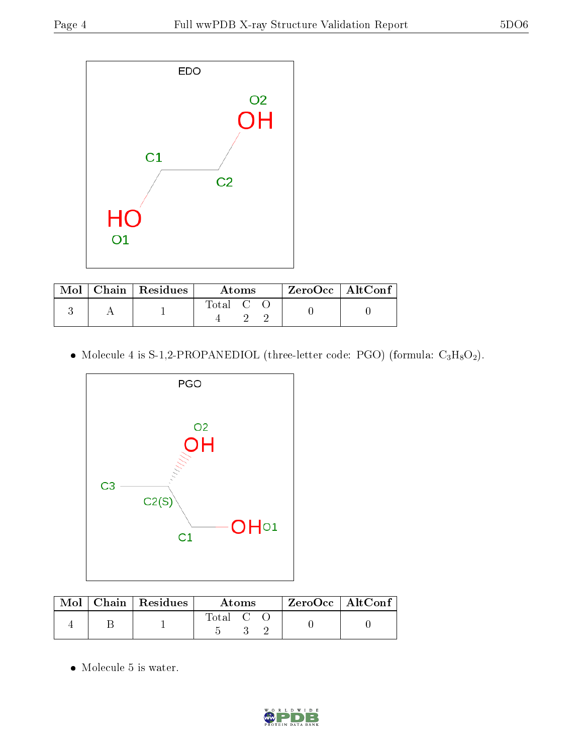| Mol | Chain | Residues | Atoms | | | ZeroOcc | AltConf |
|---|---|---|---|---|---|---|---|
| | | | Total | C | O | | |
| 3 | A | 1 | 4 | 2 | 2 | 0 | 0 |

- Molecule 4 is S-1,2-PROPANEDIOL (three-letter code: PGO) (formula: $C_3H_8O_2$).

| Mol | Chain | Residues | Atoms | | | ZeroOcc | AltConf |
|---|---|---|---|---|---|---|---|
| | | | Total | C | O | | |
| 4 | B | 1 | 5 | 3 | 2 | 0 | 0 |

- Molecule 5 is water.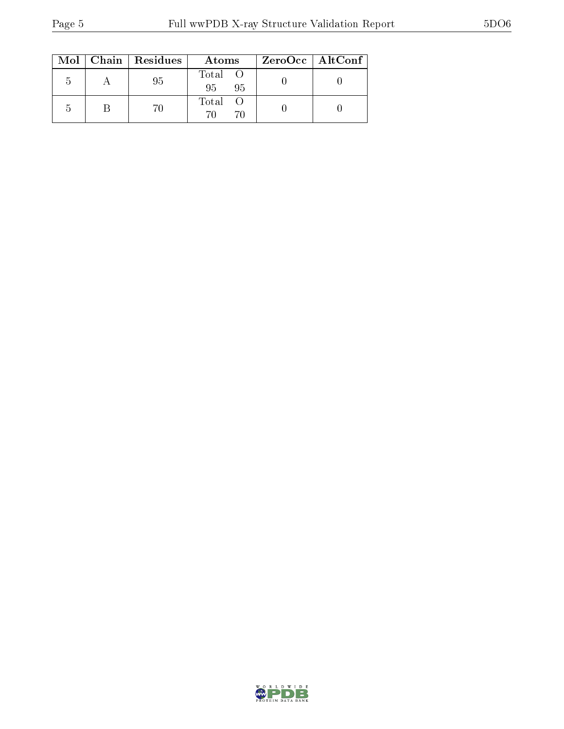| Mol | Chain | Residues | Atoms | | ZeroOcc | AltConf |
|---|---|---|---|---|---|---|
| | | | Total | O | | |
| 5 | A | 95 | 95 | 95 | 0 | 0 |
| 5 | B | 70 | 70 | 70 | 0 | 0 |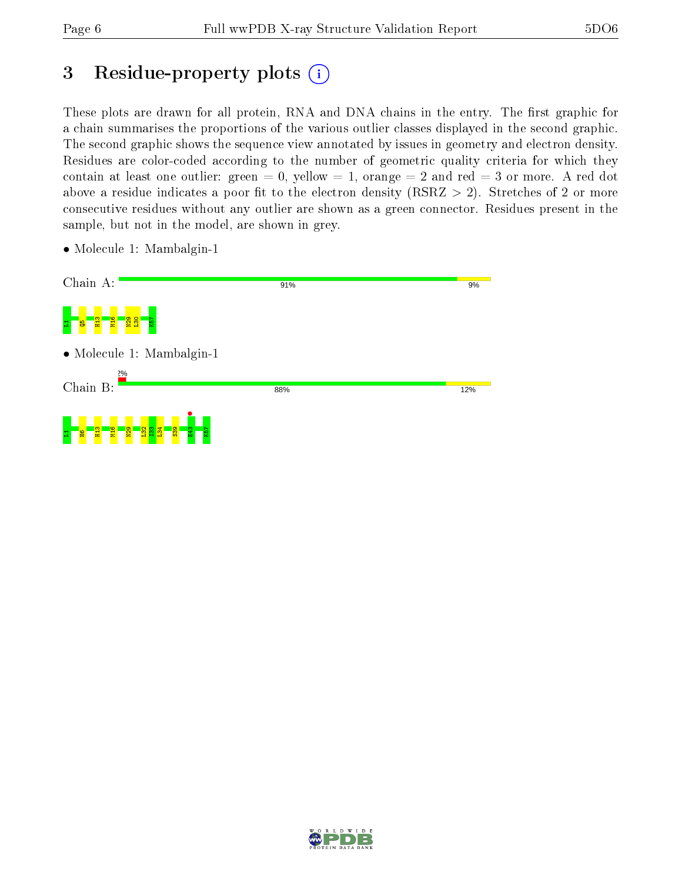# 3 Residue-property plots (i)

These plots are drawn for all protein, RNA and DNA chains in the entry. The first graphic for a chain summarises the proportions of the various outlier classes displayed in the second graphic. The second graphic shows the sequence view annotated by issues in geometry and electron density. Residues are color-coded according to the number of geometric quality criteria for which they contain at least one outlier: green = 0, yellow = 1, orange = 2 and red = 3 or more. A red dot above a residue indicates a poor fit to the electron density (RSRZ > 2). Stretches of 2 or more consecutive residues without any outlier are shown as a green connector. Residues present in the sample, but not in the model, are shown in grey.

- Molecule 1: Mambalgin-1

Chain A: 91% 9%

L1 Q5 H13 M16 N29 L30 K57

- Molecule 1: Mambalgin-1

Chain B: 2% 88% 12%

L1 H6 H13 M16 N29 L32 I33 L34 S39 E43 K57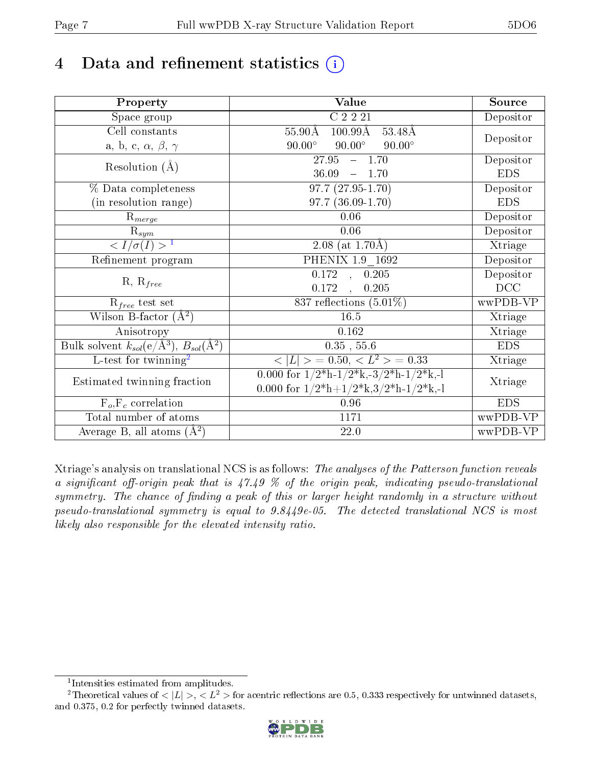# 4 Data and refinement statistics

| Property | Value | Source |
|---|---|---|
| Space group | C 2 2 21 | Depositor |
| Cell constants<br>a, b, c, $\alpha$, $\beta$, $\gamma$ | 55.90Å 100.99Å 53.48Å<br>90.00° 90.00° 90.00° | Depositor |
| Resolution (Å) | 27.95 – 1.70<br>36.09 – 1.70 | Depositor<br>EDS |
| % Data completeness<br>(in resolution range) | 97.7 (27.95-1.70)<br>97.7 (36.09-1.70) | Depositor<br>EDS |
| $R_{merge}$ | 0.06 | Depositor |
| $R_{sym}$ | 0.06 | Depositor |
| $< I/\sigma(I) >$ [1] | 2.08 (at 1.70Å) | Xtriage |
| Refinement program | PHENIX 1.9_1692 | Depositor |
| R, $R_{free}$ | 0.172 , 0.205<br>0.172 , 0.205 | Depositor<br>DCC |
| $R_{free}$ test set | 837 reflections (5.01%) | wwPDB-VP |
| Wilson B-factor (Å$^2$) | 16.5 | Xtriage |
| Anisotropy | 0.162 | Xtriage |
| Bulk solvent $k_{sol}$(e/Å$^3$), $B_{sol}$(Å$^2$) | 0.35 , 55.6 | EDS |
| L-test for twinning[2] | $< \|L\| > = 0.50$, $< L^2 > = 0.33$ | Xtriage |
| Estimated twinning fraction | 0.000 for 1/2*h-1/2*k,-3/2*h-1/2*k,-l<br>0.000 for 1/2*h+1/2*k,3/2*h-1/2*k,-l | Xtriage |
| $F_o$,$F_c$ correlation | 0.96 | EDS |
| Total number of atoms | 1171 | wwPDB-VP |
| Average B, all atoms (Å$^2$) | 22.0 | wwPDB-VP |

Xtriage's analysis on translational NCS is as follows: *The analyses of the Patterson function reveals a significant off-origin peak that is 47.49 % of the origin peak, indicating pseudo-translational symmetry. The chance of finding a peak of this or larger height randomly in a structure without pseudo-translational symmetry is equal to 9.8449e-05. The detected translational NCS is most likely also responsible for the elevated intensity ratio.*

[1] Intensities estimated from amplitudes.

[2] Theoretical values of $< |L| >$, $< L^2 >$ for acentric reflections are 0.5, 0.333 respectively for untwinned datasets, and 0.375, 0.2 for perfectly twinned datasets.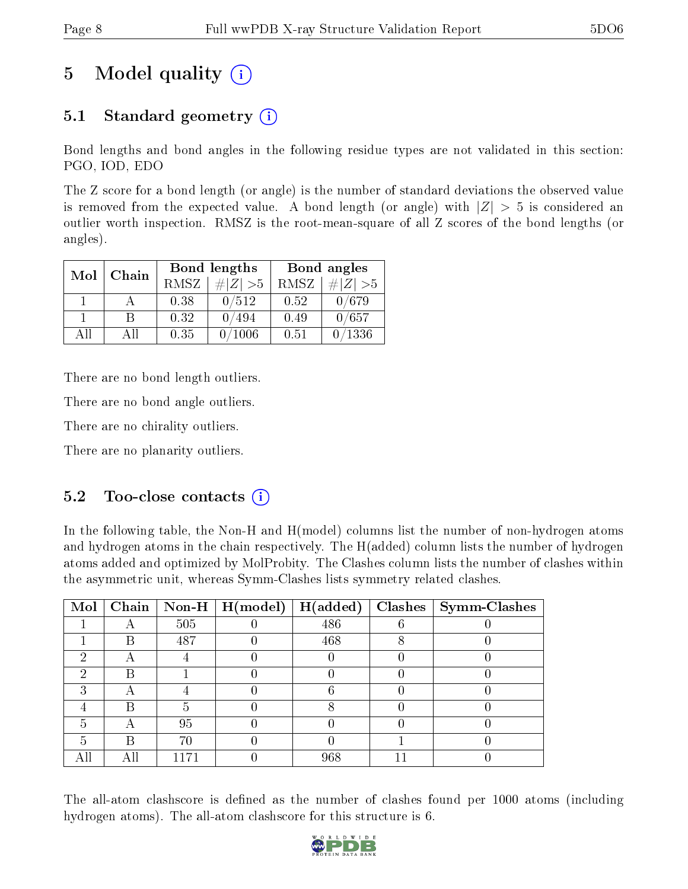# 5 Model quality (i)

## 5.1 Standard geometry (i)

Bond lengths and bond angles in the following residue types are not validated in this section: PGO, IOD, EDO

The Z score for a bond length (or angle) is the number of standard deviations the observed value is removed from the expected value. A bond length (or angle) with $|Z| > 5$ is considered an outlier worth inspection. RMSZ is the root-mean-square of all Z scores of the bond lengths (or angles).

| Mol | Chain | Bond lengths | | Bond angles | |
|---|---|---|---|---|---|
| | | RMSZ | $\#\|Z\| > 5$ | RMSZ | $\#\|Z\| > 5$ |
| 1 | A | 0.38 | 0/512 | 0.52 | 0/679 |
| 1 | B | 0.32 | 0/494 | 0.49 | 0/657 |
| All | All | 0.35 | 0/1006 | 0.51 | 0/1336 |

There are no bond length outliers.

There are no bond angle outliers.

There are no chirality outliers.

There are no planarity outliers.

## 5.2 Too-close contacts (i)

In the following table, the Non-H and H(model) columns list the number of non-hydrogen atoms and hydrogen atoms in the chain respectively. The H(added) column lists the number of hydrogen atoms added and optimized by MolProbity. The Clashes column lists the number of clashes within the asymmetric unit, whereas Symm-Clashes lists symmetry related clashes.

| Mol | Chain | Non-H | H(model) | H(added) | Clashes | Symm-Clashes |
|---|---|---|---|---|---|---|
| 1 | A | 505 | 0 | 486 | 6 | 0 |
| 1 | B | 487 | 0 | 468 | 8 | 0 |
| 2 | A | 4 | 0 | 0 | 0 | 0 |
| 2 | B | 1 | 0 | 0 | 0 | 0 |
| 3 | A | 4 | 0 | 6 | 0 | 0 |
| 4 | B | 5 | 0 | 8 | 0 | 0 |
| 5 | A | 95 | 0 | 0 | 0 | 0 |
| 5 | B | 70 | 0 | 0 | 1 | 0 |
| All | All | 1171 | 0 | 968 | 11 | 0 |

The all-atom clashscore is defined as the number of clashes found per 1000 atoms (including hydrogen atoms). The all-atom clashscore for this structure is 6.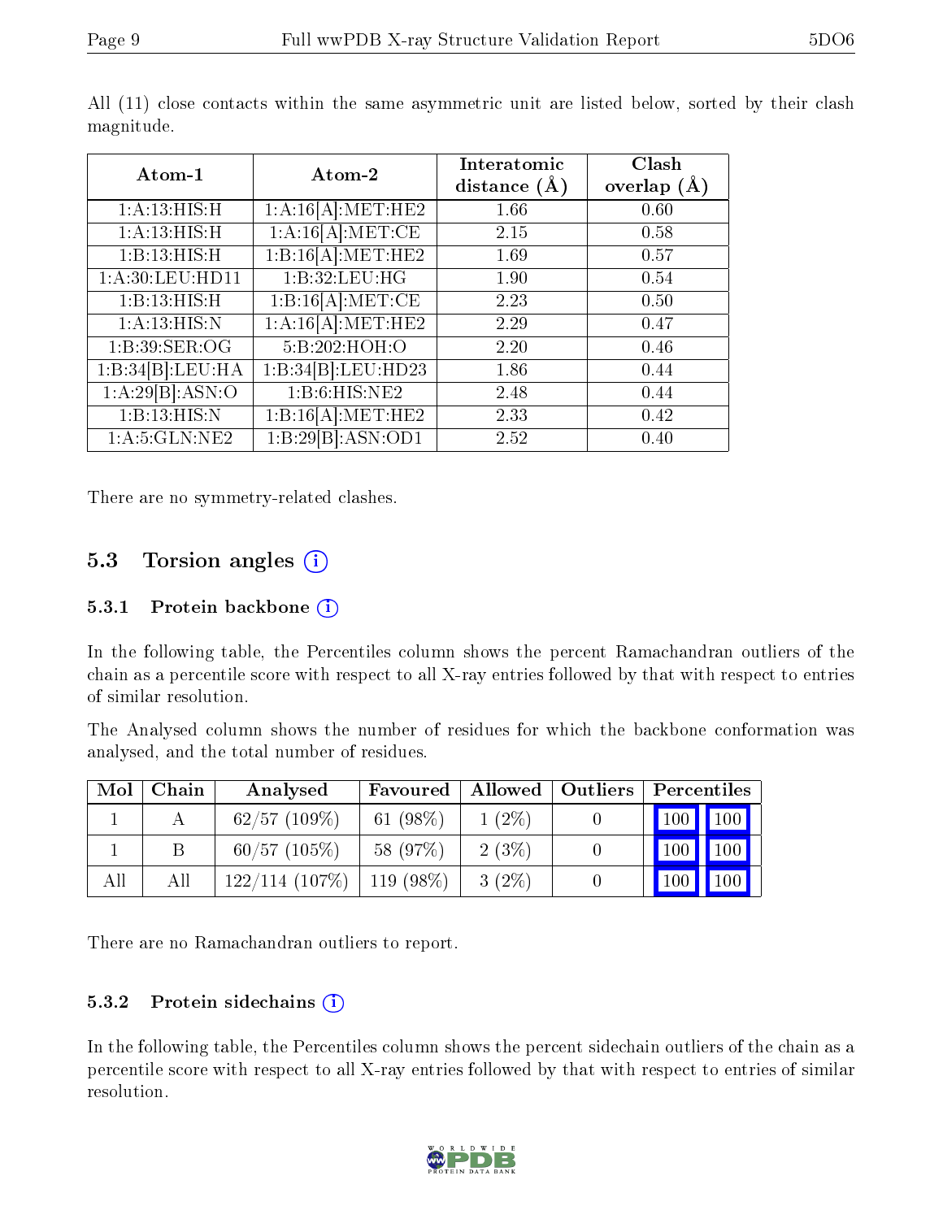All (11) close contacts within the same asymmetric unit are listed below, sorted by their clash magnitude.

| Atom-1 | Atom-2 | Interatomic distance (Å) | Clash overlap (Å) |
|---|---|---|---|
| 1:A:13:HIS:H | 1:A:16[A]:MET:HE2 | 1.66 | 0.60 |
| 1:A:13:HIS:H | 1:A:16[A]:MET:CE | 2.15 | 0.58 |
| 1:B:13:HIS:H | 1:B:16[A]:MET:HE2 | 1.69 | 0.57 |
| 1:A:30:LEU:HD11 | 1:B:32:LEU:HG | 1.90 | 0.54 |
| 1:B:13:HIS:H | 1:B:16[A]:MET:CE | 2.23 | 0.50 |
| 1:A:13:HIS:N | 1:A:16[A]:MET:HE2 | 2.29 | 0.47 |
| 1:B:39:SER:OG | 5:B:202:HOH:O | 2.20 | 0.46 |
| 1:B:34[B]:LEU:HA | 1:B:34[B]:LEU:HD23 | 1.86 | 0.44 |
| 1:A:29[B]:ASN:O | 1:B:6:HIS:NE2 | 2.48 | 0.44 |
| 1:B:13:HIS:N | 1:B:16[A]:MET:HE2 | 2.33 | 0.42 |
| 1:A:5:GLN:NE2 | 1:B:29[B]:ASN:OD1 | 2.52 | 0.40 |

There are no symmetry-related clashes.

## 5.3 Torsion angles

### 5.3.1 Protein backbone

In the following table, the Percentiles column shows the percent Ramachandran outliers of the chain as a percentile score with respect to all X-ray entries followed by that with respect to entries of similar resolution.

The Analysed column shows the number of residues for which the backbone conformation was analysed, and the total number of residues.

| Mol | Chain | Analysed | Favoured | Allowed | Outliers | Percentiles | |
|---|---|---|---|---|---|---|---|
| 1 | A | 62/57 (109%) | 61 (98%) | 1 (2%) | 0 | 100 | 100 |
| 1 | B | 60/57 (105%) | 58 (97%) | 2 (3%) | 0 | 100 | 100 |
| All | All | 122/114 (107%) | 119 (98%) | 3 (2%) | 0 | 100 | 100 |

There are no Ramachandran outliers to report.

### 5.3.2 Protein sidechains

In the following table, the Percentiles column shows the percent sidechain outliers of the chain as a percentile score with respect to all X-ray entries followed by that with respect to entries of similar resolution.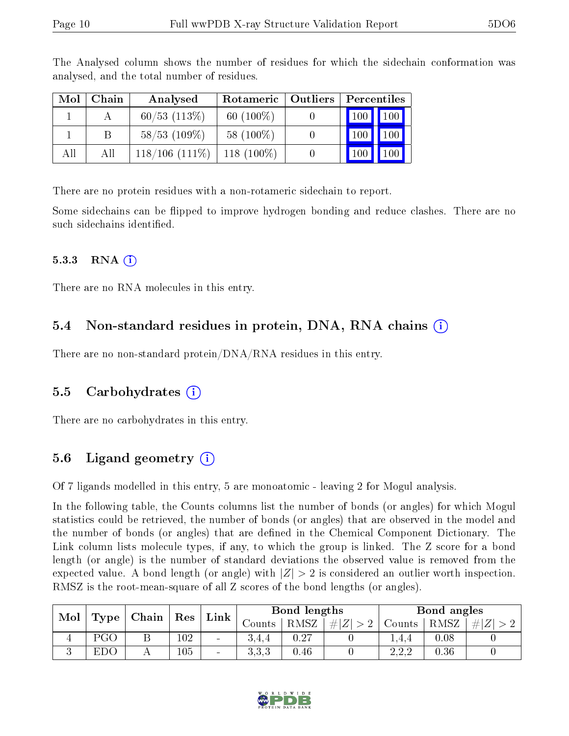The Analysed column shows the number of residues for which the sidechain conformation was analysed, and the total number of residues.

| Mol | Chain | Analysed | Rotameric | Outliers | Percentiles | |
|---|---|---|---|---|---|---|
| 1 | A | 60/53 (113%) | 60 (100%) | 0 | 100 | 100 |
| 1 | B | 58/53 (109%) | 58 (100%) | 0 | 100 | 100 |
| All | All | 118/106 (111%) | 118 (100%) | 0 | 100 | 100 |

There are no protein residues with a non-rotameric sidechain to report.

Some sidechains can be flipped to improve hydrogen bonding and reduce clashes. There are no such sidechains identified.

#### 5.3.3 RNA

There are no RNA molecules in this entry.

### 5.4 Non-standard residues in protein, DNA, RNA chains

There are no non-standard protein/DNA/RNA residues in this entry.

### 5.5 Carbohydrates

There are no carbohydrates in this entry.

### 5.6 Ligand geometry

Of 7 ligands modelled in this entry, 5 are monoatomic - leaving 2 for Mogul analysis.

In the following table, the Counts columns list the number of bonds (or angles) for which Mogul statistics could be retrieved, the number of bonds (or angles) that are observed in the model and the number of bonds (or angles) that are defined in the Chemical Component Dictionary. The Link column lists molecule types, if any, to which the group is linked. The Z score for a bond length (or angle) is the number of standard deviations the observed value is removed from the expected value. A bond length (or angle) with $|Z| > 2$ is considered an outlier worth inspection. RMSZ is the root-mean-square of all Z scores of the bond lengths (or angles).

| Mol | Type | Chain | Res | Link | Bond lengths | | | Bond angles | | |
|---|---|---|---|---|---|---|---|---|---|---|
| | | | | | Counts | RMSZ | $\#\|Z\| > 2$ | Counts | RMSZ | $\#\|Z\| > 2$ |
| 4 | PGO | B | 102 | - | 3,4,4 | 0.27 | 0 | 1,4,4 | 0.08 | 0 |
| 3 | EDO | A | 105 | - | 3,3,3 | 0.46 | 0 | 2,2,2 | 0.36 | 0 |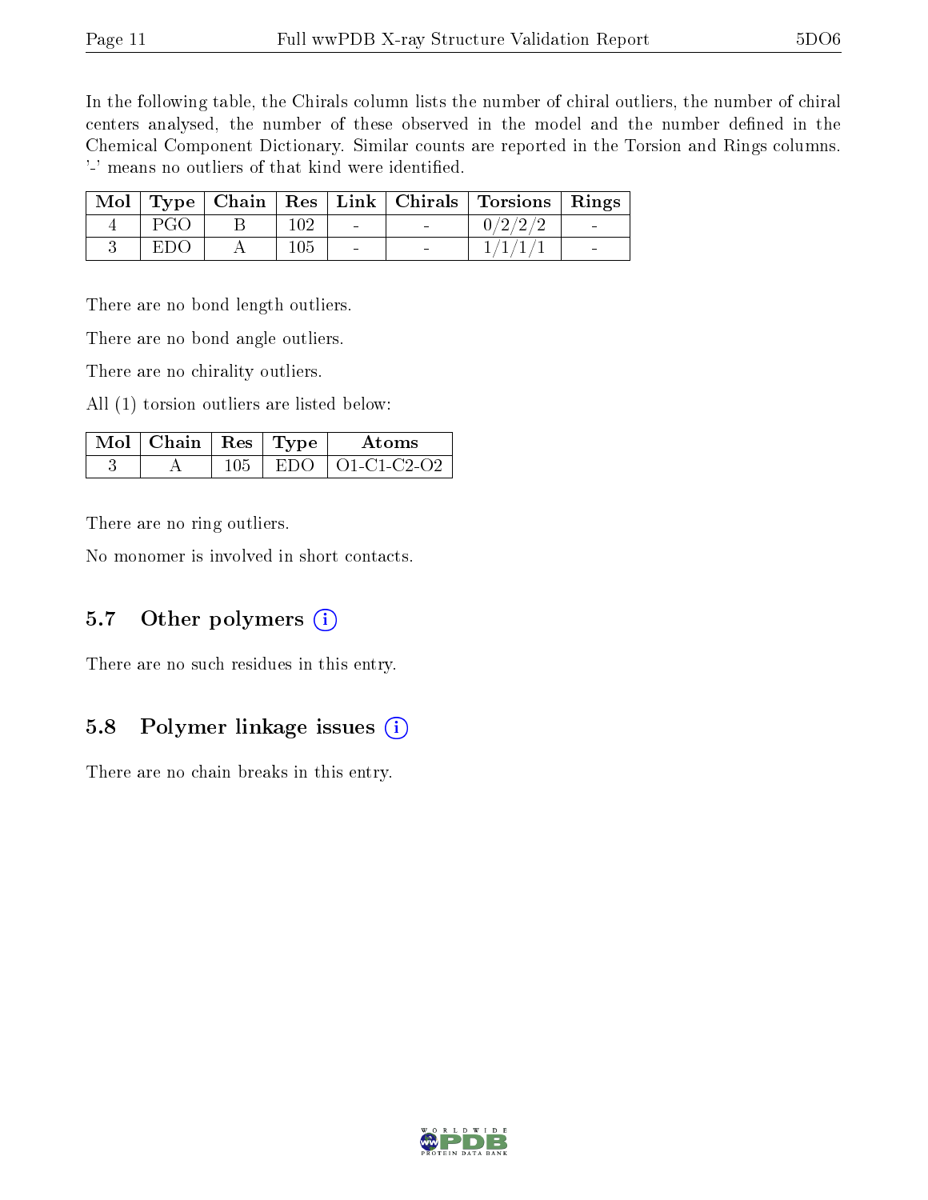In the following table, the Chirals column lists the number of chiral outliers, the number of chiral centers analysed, the number of these observed in the model and the number defined in the Chemical Component Dictionary. Similar counts are reported in the Torsion and Rings columns. '-' means no outliers of that kind were identified.

| Mol | Type | Chain | Res | Link | Chirals | Torsions | Rings |
|---|---|---|---|---|---|---|---|
| 4 | PGO | B | 102 | - | - | 0/2/2/2 | - |
| 3 | EDO | A | 105 | - | - | 1/1/1/1 | - |

There are no bond length outliers.

There are no bond angle outliers.

There are no chirality outliers.

All (1) torsion outliers are listed below:

| Mol | Chain | Res | Type | Atoms |
|---|---|---|---|---|
| 3 | A | 105 | EDO | O1-C1-C2-O2 |

There are no ring outliers.

No monomer is involved in short contacts.

## 5.7 Other polymers (i)

There are no such residues in this entry.

## 5.8 Polymer linkage issues (i)

There are no chain breaks in this entry.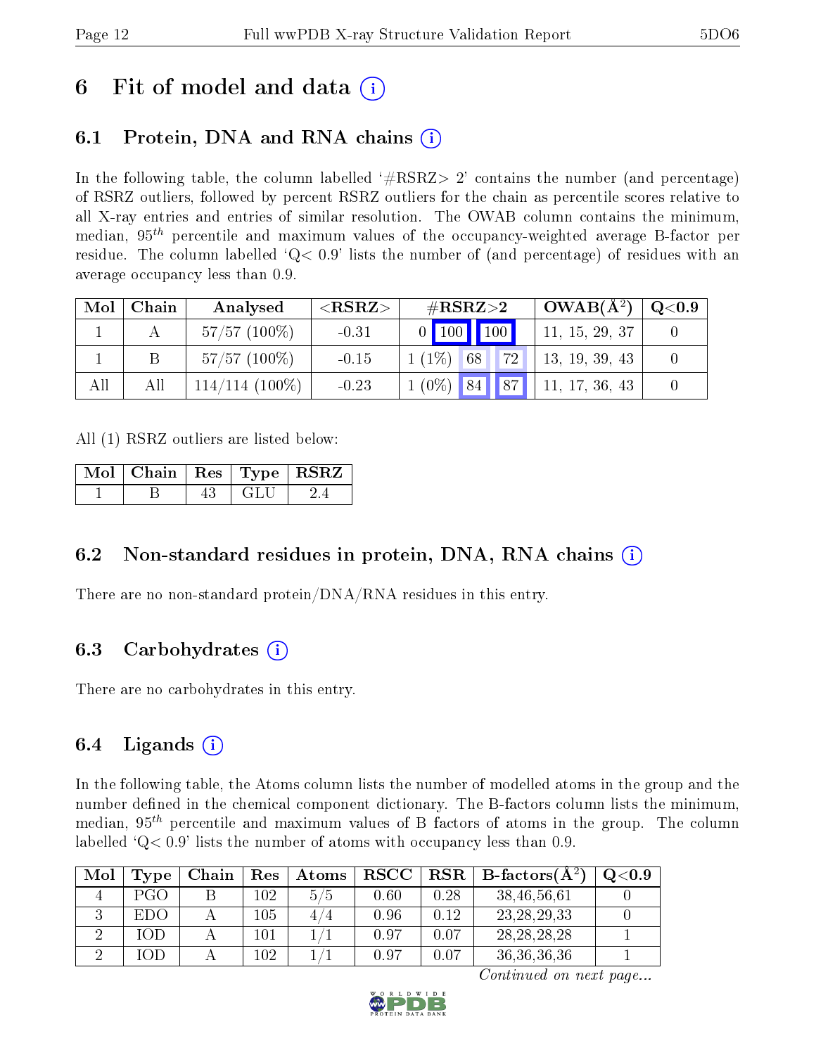# 6 Fit of model and data (i)

## 6.1 Protein, DNA and RNA chains (i)

In the following table, the column labelled '#RSRZ> 2' contains the number (and percentage) of RSRZ outliers, followed by percent RSRZ outliers for the chain as percentile scores relative to all X-ray entries and entries of similar resolution. The OWAB column contains the minimum, median, $95^{th}$ percentile and maximum values of the occupancy-weighted average B-factor per residue. The column labelled 'Q< 0.9' lists the number of (and percentage) of residues with an average occupancy less than 0.9.

| Mol | Chain | Analysed | <RSRZ> | #RSRZ>2 | | | OWAB(Å$^2$) | Q<0.9 |
|---|---|---|---|---|---|---|---|---|
| 1 | A | 57/57 (100%) | -0.31 | 0 | 100 | 100 | 11, 15, 29, 37 | 0 |
| 1 | B | 57/57 (100%) | -0.15 | 1 (1%) | 68 | 72 | 13, 19, 39, 43 | 0 |
| All | All | 114/114 (100%) | -0.23 | 1 (0%) | 84 | 87 | 11, 17, 36, 43 | 0 |

All (1) RSRZ outliers are listed below:

| Mol | Chain | Res | Type | RSRZ |
|---|---|---|---|---|
| 1 | B | 43 | GLU | 2.4 |

## 6.2 Non-standard residues in protein, DNA, RNA chains (i)

There are no non-standard protein/DNA/RNA residues in this entry.

## 6.3 Carbohydrates (i)

There are no carbohydrates in this entry.

## 6.4 Ligands (i)

In the following table, the Atoms column lists the number of modelled atoms in the group and the number defined in the chemical component dictionary. The B-factors column lists the minimum, median, $95^{th}$ percentile and maximum values of B factors of atoms in the group. The column labelled 'Q< 0.9' lists the number of atoms with occupancy less than 0.9.

| Mol | Type | Chain | Res | Atoms | RSCC | RSR | B-factors(Å$^2$) | Q<0.9 |
|---|---|---|---|---|---|---|---|---|
| 4 | PGO | B | 102 | 5/5 | 0.60 | 0.28 | 38,46,56,61 | 0 |
| 3 | EDO | A | 105 | 4/4 | 0.96 | 0.12 | 23,28,29,33 | 0 |
| 2 | IOD | A | 101 | 1/1 | 0.97 | 0.07 | 28,28,28,28 | 1 |
| 2 | IOD | A | 102 | 1/1 | 0.97 | 0.07 | 36,36,36,36 | 1 |

*Continued on next page...*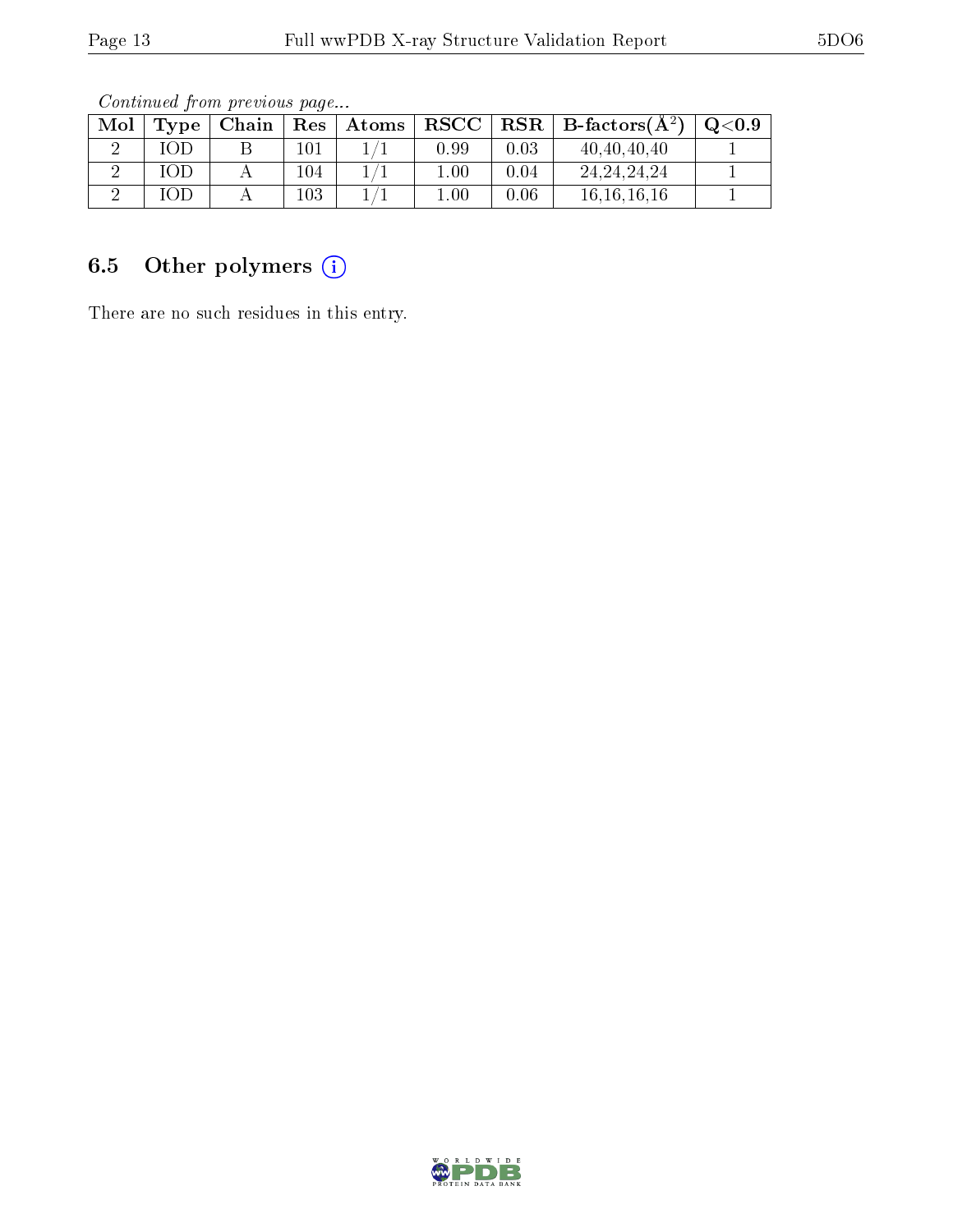*Continued from previous page...*

| Mol | Type | Chain | Res | Atoms | RSCC | RSR | B-factors(Å$^2$) | Q<0.9 |
|---|---|---|---|---|---|---|---|---|
| 2 | IOD | B | 101 | 1/1 | 0.99 | 0.03 | 40,40,40,40 | 1 |
| 2 | IOD | A | 104 | 1/1 | 1.00 | 0.04 | 24,24,24,24 | 1 |
| 2 | IOD | A | 103 | 1/1 | 1.00 | 0.06 | 16,16,16,16 | 1 |

## 6.5 Other polymers

There are no such residues in this entry.